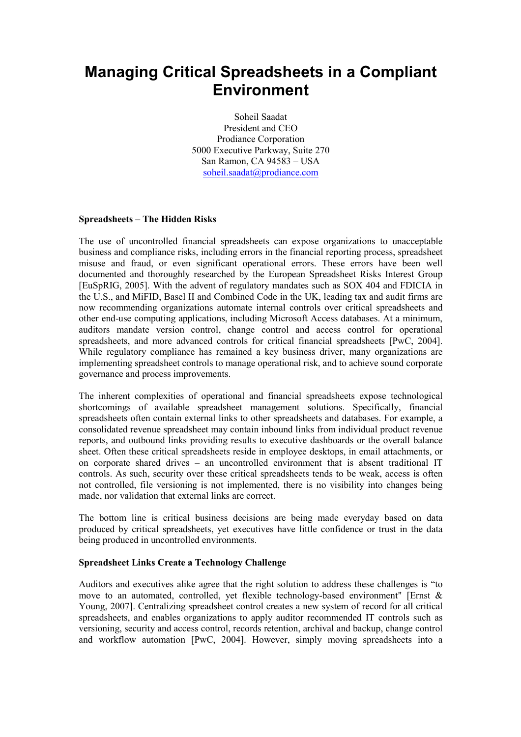# Managing Critical Spreadsheets in a Compliant Environment

Soheil Saadat
President and CEO
Prodiance Corporation
5000 Executive Parkway, Suite 270
San Ramon, CA 94583 – USA
soheil.saadat@prodiance.com

**Spreadsheets – The Hidden Risks**

The use of uncontrolled financial spreadsheets can expose organizations to unacceptable business and compliance risks, including errors in the financial reporting process, spreadsheet misuse and fraud, or even significant operational errors. These errors have been well documented and thoroughly researched by the European Spreadsheet Risks Interest Group [EuSpRIG, 2005]. With the advent of regulatory mandates such as SOX 404 and FDICIA in the U.S., and MiFID, Basel II and Combined Code in the UK, leading tax and audit firms are now recommending organizations automate internal controls over critical spreadsheets and other end-use computing applications, including Microsoft Access databases. At a minimum, auditors mandate version control, change control and access control for operational spreadsheets, and more advanced controls for critical financial spreadsheets [PwC, 2004]. While regulatory compliance has remained a key business driver, many organizations are implementing spreadsheet controls to manage operational risk, and to achieve sound corporate governance and process improvements.

The inherent complexities of operational and financial spreadsheets expose technological shortcomings of available spreadsheet management solutions. Specifically, financial spreadsheets often contain external links to other spreadsheets and databases. For example, a consolidated revenue spreadsheet may contain inbound links from individual product revenue reports, and outbound links providing results to executive dashboards or the overall balance sheet. Often these critical spreadsheets reside in employee desktops, in email attachments, or on corporate shared drives – an uncontrolled environment that is absent traditional IT controls. As such, security over these critical spreadsheets tends to be weak, access is often not controlled, file versioning is not implemented, there is no visibility into changes being made, nor validation that external links are correct.

The bottom line is critical business decisions are being made everyday based on data produced by critical spreadsheets, yet executives have little confidence or trust in the data being produced in uncontrolled environments.

**Spreadsheet Links Create a Technology Challenge**

Auditors and executives alike agree that the right solution to address these challenges is "to move to an automated, controlled, yet flexible technology-based environment" [Ernst & Young, 2007]. Centralizing spreadsheet control creates a new system of record for all critical spreadsheets, and enables organizations to apply auditor recommended IT controls such as versioning, security and access control, records retention, archival and backup, change control and workflow automation [PwC, 2004]. However, simply moving spreadsheets into a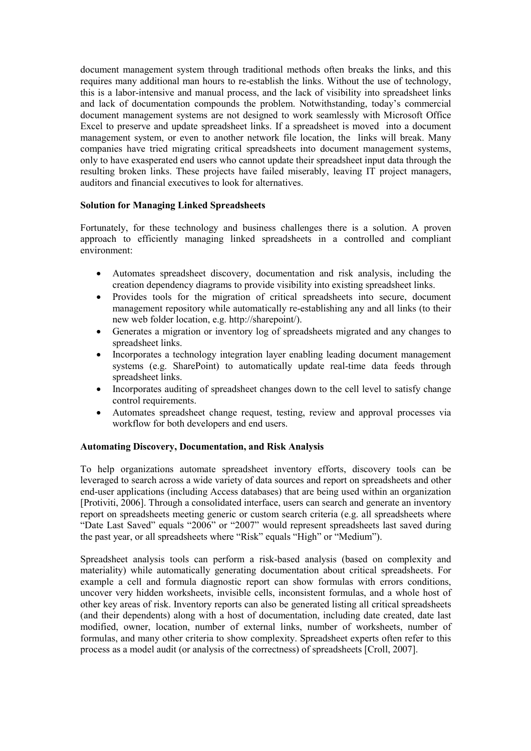document management system through traditional methods often breaks the links, and this requires many additional man hours to re-establish the links. Without the use of technology, this is a labor-intensive and manual process, and the lack of visibility into spreadsheet links and lack of documentation compounds the problem. Notwithstanding, today's commercial document management systems are not designed to work seamlessly with Microsoft Office Excel to preserve and update spreadsheet links. If a spreadsheet is moved into a document management system, or even to another network file location, the links will break. Many companies have tried migrating critical spreadsheets into document management systems, only to have exasperated end users who cannot update their spreadsheet input data through the resulting broken links. These projects have failed miserably, leaving IT project managers, auditors and financial executives to look for alternatives.

**Solution for Managing Linked Spreadsheets**

Fortunately, for these technology and business challenges there is a solution. A proven approach to efficiently managing linked spreadsheets in a controlled and compliant environment:

- Automates spreadsheet discovery, documentation and risk analysis, including the creation dependency diagrams to provide visibility into existing spreadsheet links.
- Provides tools for the migration of critical spreadsheets into secure, document management repository while automatically re-establishing any and all links (to their new web folder location, e.g. http://sharepoint/).
- Generates a migration or inventory log of spreadsheets migrated and any changes to spreadsheet links.
- Incorporates a technology integration layer enabling leading document management systems (e.g. SharePoint) to automatically update real-time data feeds through spreadsheet links.
- Incorporates auditing of spreadsheet changes down to the cell level to satisfy change control requirements.
- Automates spreadsheet change request, testing, review and approval processes via workflow for both developers and end users.

**Automating Discovery, Documentation, and Risk Analysis**

To help organizations automate spreadsheet inventory efforts, discovery tools can be leveraged to search across a wide variety of data sources and report on spreadsheets and other end-user applications (including Access databases) that are being used within an organization [Protiviti, 2006]. Through a consolidated interface, users can search and generate an inventory report on spreadsheets meeting generic or custom search criteria (e.g. all spreadsheets where "Date Last Saved" equals "2006" or "2007" would represent spreadsheets last saved during the past year, or all spreadsheets where "Risk" equals "High" or "Medium").

Spreadsheet analysis tools can perform a risk-based analysis (based on complexity and materiality) while automatically generating documentation about critical spreadsheets. For example a cell and formula diagnostic report can show formulas with errors conditions, uncover very hidden worksheets, invisible cells, inconsistent formulas, and a whole host of other key areas of risk. Inventory reports can also be generated listing all critical spreadsheets (and their dependents) along with a host of documentation, including date created, date last modified, owner, location, number of external links, number of worksheets, number of formulas, and many other criteria to show complexity. Spreadsheet experts often refer to this process as a model audit (or analysis of the correctness) of spreadsheets [Croll, 2007].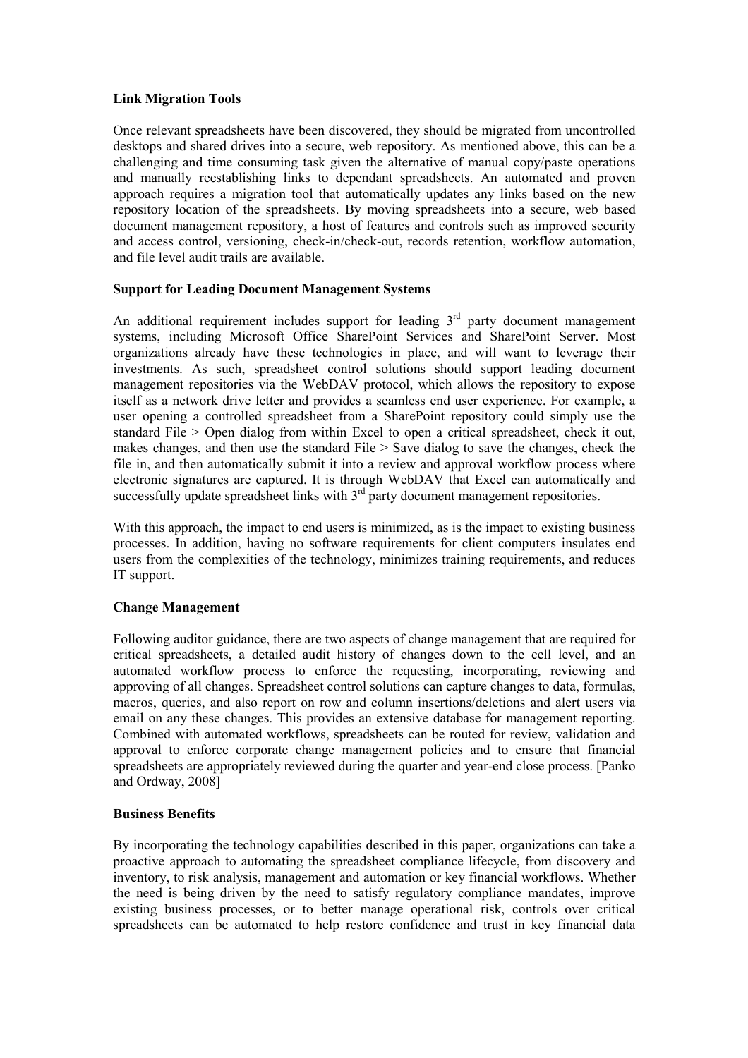**Link Migration Tools**

Once relevant spreadsheets have been discovered, they should be migrated from uncontrolled desktops and shared drives into a secure, web repository. As mentioned above, this can be a challenging and time consuming task given the alternative of manual copy/paste operations and manually reestablishing links to dependant spreadsheets. An automated and proven approach requires a migration tool that automatically updates any links based on the new repository location of the spreadsheets. By moving spreadsheets into a secure, web based document management repository, a host of features and controls such as improved security and access control, versioning, check-in/check-out, records retention, workflow automation, and file level audit trails are available.

**Support for Leading Document Management Systems**

An additional requirement includes support for leading 3rd party document management systems, including Microsoft Office SharePoint Services and SharePoint Server. Most organizations already have these technologies in place, and will want to leverage their investments. As such, spreadsheet control solutions should support leading document management repositories via the WebDAV protocol, which allows the repository to expose itself as a network drive letter and provides a seamless end user experience. For example, a user opening a controlled spreadsheet from a SharePoint repository could simply use the standard File > Open dialog from within Excel to open a critical spreadsheet, check it out, makes changes, and then use the standard File > Save dialog to save the changes, check the file in, and then automatically submit it into a review and approval workflow process where electronic signatures are captured. It is through WebDAV that Excel can automatically and successfully update spreadsheet links with 3rd party document management repositories.

With this approach, the impact to end users is minimized, as is the impact to existing business processes. In addition, having no software requirements for client computers insulates end users from the complexities of the technology, minimizes training requirements, and reduces IT support.

**Change Management**

Following auditor guidance, there are two aspects of change management that are required for critical spreadsheets, a detailed audit history of changes down to the cell level, and an automated workflow process to enforce the requesting, incorporating, reviewing and approving of all changes. Spreadsheet control solutions can capture changes to data, formulas, macros, queries, and also report on row and column insertions/deletions and alert users via email on any these changes. This provides an extensive database for management reporting. Combined with automated workflows, spreadsheets can be routed for review, validation and approval to enforce corporate change management policies and to ensure that financial spreadsheets are appropriately reviewed during the quarter and year-end close process. [Panko and Ordway, 2008]

**Business Benefits**

By incorporating the technology capabilities described in this paper, organizations can take a proactive approach to automating the spreadsheet compliance lifecycle, from discovery and inventory, to risk analysis, management and automation or key financial workflows. Whether the need is being driven by the need to satisfy regulatory compliance mandates, improve existing business processes, or to better manage operational risk, controls over critical spreadsheets can be automated to help restore confidence and trust in key financial data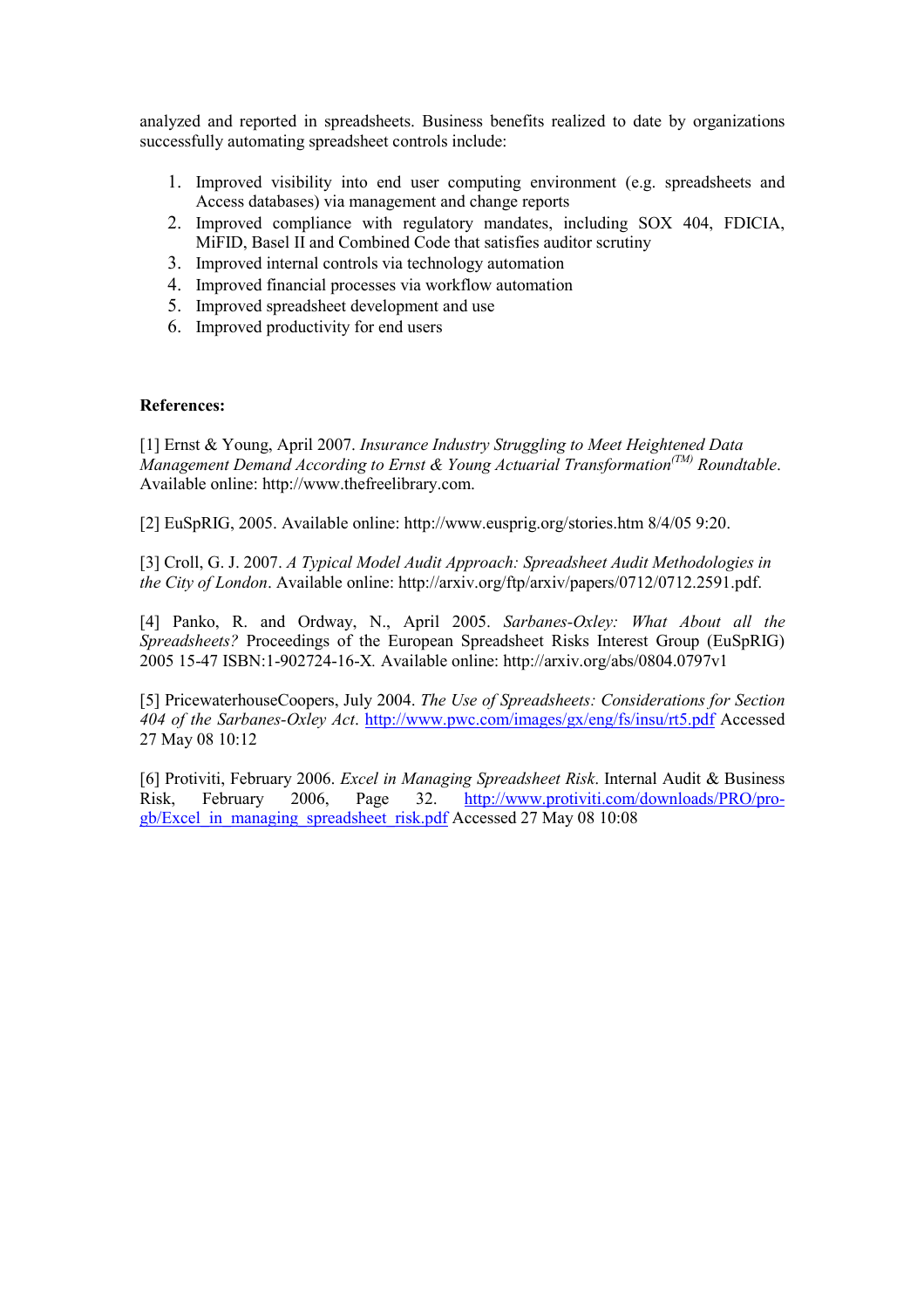analyzed and reported in spreadsheets. Business benefits realized to date by organizations successfully automating spreadsheet controls include:

1. Improved visibility into end user computing environment (e.g. spreadsheets and Access databases) via management and change reports
2. Improved compliance with regulatory mandates, including SOX 404, FDICIA, MiFID, Basel II and Combined Code that satisfies auditor scrutiny
3. Improved internal controls via technology automation
4. Improved financial processes via workflow automation
5. Improved spreadsheet development and use
6. Improved productivity for end users

**References:**

[1] Ernst & Young, April 2007. *Insurance Industry Struggling to Meet Heightened Data Management Demand According to Ernst & Young Actuarial Transformation(TM) Roundtable*. Available online: http://www.thefreelibrary.com.

[2] EuSpRIG, 2005. Available online: http://www.eusprig.org/stories.htm 8/4/05 9:20.

[3] Croll, G. J. 2007. *A Typical Model Audit Approach: Spreadsheet Audit Methodologies in the City of London*. Available online: http://arxiv.org/ftp/arxiv/papers/0712/0712.2591.pdf.

[4] Panko, R. and Ordway, N., April 2005. *Sarbanes-Oxley: What About all the Spreadsheets?* Proceedings of the European Spreadsheet Risks Interest Group (EuSpRIG) 2005 15-47 ISBN:1-902724-16-X. Available online: http://arxiv.org/abs/0804.0797v1

[5] PricewaterhouseCoopers, July 2004. *The Use of Spreadsheets: Considerations for Section 404 of the Sarbanes-Oxley Act*. http://www.pwc.com/images/gx/eng/fs/insu/rt5.pdf Accessed 27 May 08 10:12

[6] Protiviti, February 2006. *Excel in Managing Spreadsheet Risk*. Internal Audit & Business Risk, February 2006, Page 32. http://www.protiviti.com/downloads/PRO/pro-gb/Excel_in_managing_spreadsheet_risk.pdf Accessed 27 May 08 10:08